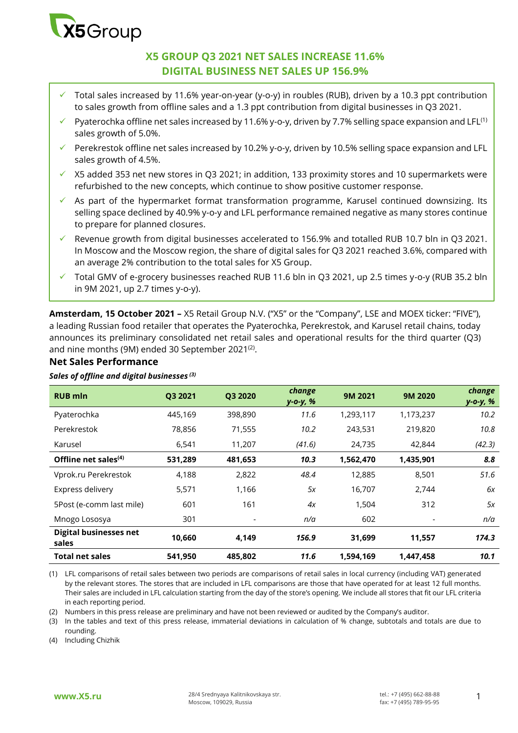# X5 GROUP Q3 2021 NET SALES INCREASE 11.6%
# DIGITAL BUSINESS NET SALES UP 156.9%

- ✓ Total sales increased by 11.6% year-on-year (y-o-y) in roubles (RUB), driven by a 10.3 ppt contribution to sales growth from offline sales and a 1.3 ppt contribution from digital businesses in Q3 2021.
- ✓ Pyaterochka offline net sales increased by 11.6% y-o-y, driven by 7.7% selling space expansion and LFL[(1)] sales growth of 5.0%.
- ✓ Perekrestok offline net sales increased by 10.2% y-o-y, driven by 10.5% selling space expansion and LFL sales growth of 4.5%.
- ✓ X5 added 353 net new stores in Q3 2021; in addition, 133 proximity stores and 10 supermarkets were refurbished to the new concepts, which continue to show positive customer response.
- ✓ As part of the hypermarket format transformation programme, Karusel continued downsizing. Its selling space declined by 40.9% y-o-y and LFL performance remained negative as many stores continue to prepare for planned closures.
- ✓ Revenue growth from digital businesses accelerated to 156.9% and totalled RUB 10.7 bln in Q3 2021. In Moscow and the Moscow region, the share of digital sales for Q3 2021 reached 3.6%, compared with an average 2% contribution to the total sales for X5 Group.
- ✓ Total GMV of e-grocery businesses reached RUB 11.6 bln in Q3 2021, up 2.5 times y-o-y (RUB 35.2 bln in 9M 2021, up 2.7 times y-o-y).

**Amsterdam, 15 October 2021 –** X5 Retail Group N.V. ("X5" or the "Company", LSE and MOEX ticker: "FIVE"), a leading Russian food retailer that operates the Pyaterochka, Perekrestok, and Karusel retail chains, today announces its preliminary consolidated net retail sales and operational results for the third quarter (Q3) and nine months (9M) ended 30 September 2021[(2)].

## Net Sales Performance

***Sales of offline and digital businesses [(3)]***

| RUB mln | Q3 2021 | Q3 2020 | *change y-o-y, %* | 9M 2021 | 9M 2020 | *change y-o-y, %* |
|---|---|---|---|---|---|---|
| Pyaterochka | 445,169 | 398,890 | *11.6* | 1,293,117 | 1,173,237 | *10.2* |
| Perekrestok | 78,856 | 71,555 | *10.2* | 243,531 | 219,820 | *10.8* |
| Karusel | 6,541 | 11,207 | *(41.6)* | 24,735 | 42,844 | *(42.3)* |
| **Offline net sales[(4)]** | **531,289** | **481,653** | ***10.3*** | **1,562,470** | **1,435,901** | ***8.8*** |
| Vprok.ru Perekrestok | 4,188 | 2,822 | *48.4* | 12,885 | 8,501 | *51.6* |
| Express delivery | 5,571 | 1,166 | *5x* | 16,707 | 2,744 | *6x* |
| 5Post (e-comm last mile) | 601 | 161 | *4x* | 1,504 | 312 | *5x* |
| Mnogo Lososya | 301 | - | *n/a* | 602 | - | *n/a* |
| **Digital businesses net sales** | **10,660** | **4,149** | ***156.9*** | **31,699** | **11,557** | ***174.3*** |
| **Total net sales** | **541,950** | **485,802** | ***11.6*** | **1,594,169** | **1,447,458** | ***10.1*** |

(1) LFL comparisons of retail sales between two periods are comparisons of retail sales in local currency (including VAT) generated by the relevant stores. The stores that are included in LFL comparisons are those that have operated for at least 12 full months. Their sales are included in LFL calculation starting from the day of the store's opening. We include all stores that fit our LFL criteria in each reporting period.

(2) Numbers in this press release are preliminary and have not been reviewed or audited by the Company's auditor.

(3) In the tables and text of this press release, immaterial deviations in calculation of % change, subtotals and totals are due to rounding.

(4) Including Chizhik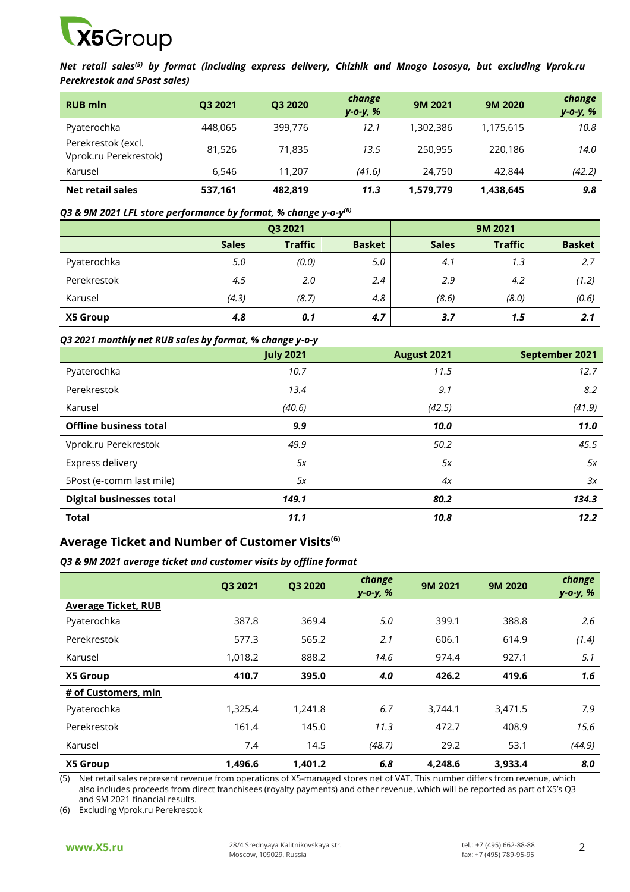*Net retail sales[5] by format (including express delivery, Chizhik and Mnogo Lososya, but excluding Vprok.ru Perekrestok and 5Post sales)*

| RUB mln | Q3 2021 | Q3 2020 | change y-o-y, % | 9M 2021 | 9M 2020 | change y-o-y, % |
|---|---|---|---|---|---|---|
| Pyaterochka | 448,065 | 399,776 | *12.1* | 1,302,386 | 1,175,615 | *10.8* |
| Perekrestok (excl. Vprok.ru Perekrestok) | 81,526 | 71,835 | *13.5* | 250,955 | 220,186 | *14.0* |
| Karusel | 6,546 | 11,207 | *(41.6)* | 24,750 | 42,844 | *(42.2)* |
| **Net retail sales** | **537,161** | **482,819** | ***11.3*** | **1,579,779** | **1,438,645** | ***9.8*** |

*Q3 & 9M 2021 LFL store performance by format, % change y-o-y[6]*

| | Q3 2021 | | | 9M 2021 | | |
|---|---|---|---|---|---|---|
| | **Sales** | **Traffic** | **Basket** | **Sales** | **Traffic** | **Basket** |
| Pyaterochka | *5.0* | *(0.0)* | *5.0* | *4.1* | *1.3* | *2.7* |
| Perekrestok | *4.5* | *2.0* | *2.4* | *2.9* | *4.2* | *(1.2)* |
| Karusel | *(4.3)* | *(8.7)* | *4.8* | *(8.6)* | *(8.0)* | *(0.6)* |
| **X5 Group** | ***4.8*** | ***0.1*** | ***4.7*** | ***3.7*** | ***1.5*** | ***2.1*** |

*Q3 2021 monthly net RUB sales by format, % change y-o-y*

| | July 2021 | August 2021 | September 2021 |
|---|---|---|---|
| Pyaterochka | *10.7* | *11.5* | *12.7* |
| Perekrestok | *13.4* | *9.1* | *8.2* |
| Karusel | *(40.6)* | *(42.5)* | *(41.9)* |
| **Offline business total** | ***9.9*** | ***10.0*** | ***11.0*** |
| Vprok.ru Perekrestok | *49.9* | *50.2* | *45.5* |
| Express delivery | *5x* | *5x* | *5x* |
| 5Post (e-comm last mile) | *5x* | *4x* | *3x* |
| **Digital businesses total** | ***149.1*** | ***80.2*** | ***134.3*** |
| **Total** | ***11.1*** | ***10.8*** | ***12.2*** |

## Average Ticket and Number of Customer Visits[6]

*Q3 & 9M 2021 average ticket and customer visits by offline format*

| | Q3 2021 | Q3 2020 | change y-o-y, % | 9M 2021 | 9M 2020 | change y-o-y, % |
|---|---|---|---|---|---|---|
| **Average Ticket, RUB** | | | | | | |
| Pyaterochka | 387.8 | 369.4 | *5.0* | 399.1 | 388.8 | *2.6* |
| Perekrestok | 577.3 | 565.2 | *2.1* | 606.1 | 614.9 | *(1.4)* |
| Karusel | 1,018.2 | 888.2 | *14.6* | 974.4 | 927.1 | *5.1* |
| **X5 Group** | **410.7** | **395.0** | ***4.0*** | **426.2** | **419.6** | ***1.6*** |
| **# of Customers, mln** | | | | | | |
| Pyaterochka | 1,325.4 | 1,241.8 | *6.7* | 3,744.1 | 3,471.5 | *7.9* |
| Perekrestok | 161.4 | 145.0 | *11.3* | 472.7 | 408.9 | *15.6* |
| Karusel | 7.4 | 14.5 | *(48.7)* | 29.2 | 53.1 | *(44.9)* |
| **X5 Group** | **1,496.6** | **1,401.2** | ***6.8*** | **4,248.6** | **3,933.4** | ***8.0*** |

(5) Net retail sales represent revenue from operations of X5-managed stores net of VAT. This number differs from revenue, which also includes proceeds from direct franchisees (royalty payments) and other revenue, which will be reported as part of X5's Q3 and 9M 2021 financial results.

(6) Excluding Vprok.ru Perekrestok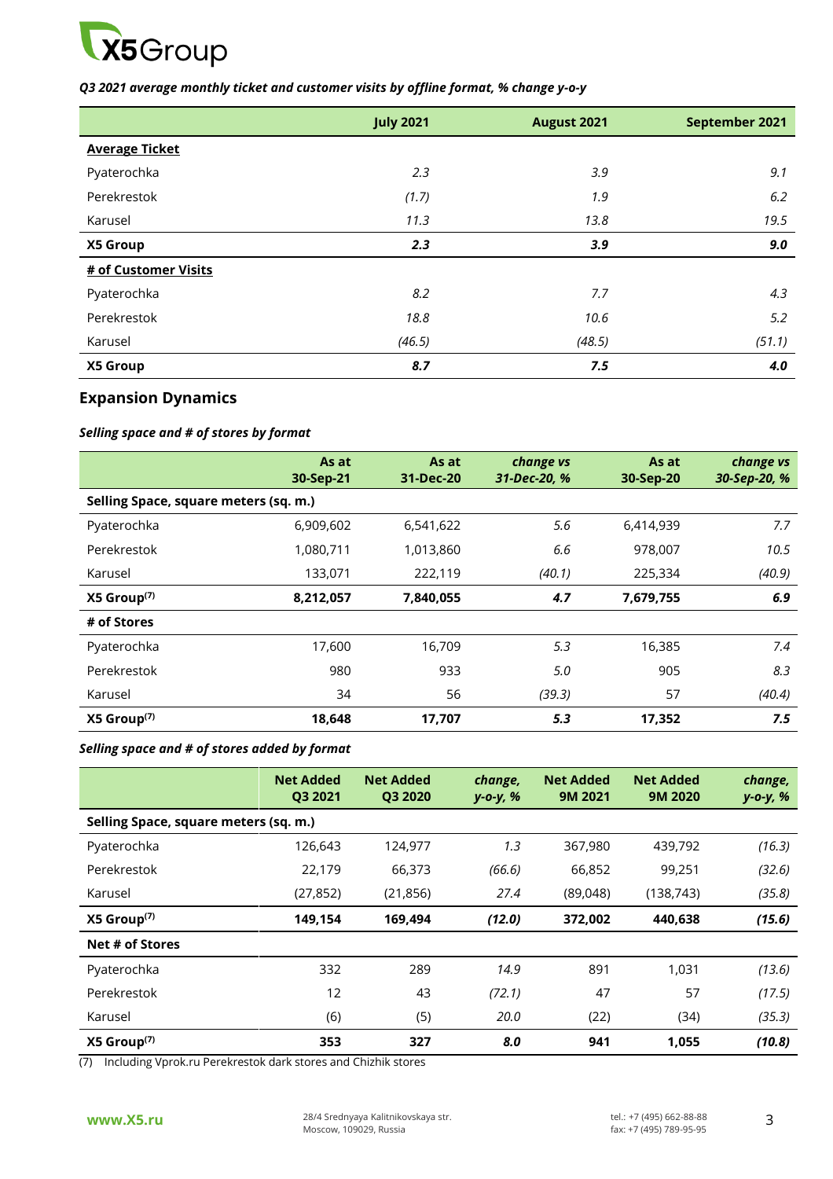*Q3 2021 average monthly ticket and customer visits by offline format, % change y-o-y*

| | July 2021 | August 2021 | September 2021 |
|---|---|---|---|
| **Average Ticket** | | | |
| Pyaterochka | *2.3* | *3.9* | *9.1* |
| Perekrestok | *(1.7)* | *1.9* | *6.2* |
| Karusel | *11.3* | *13.8* | *19.5* |
| **X5 Group** | ***2.3*** | ***3.9*** | ***9.0*** |
| **# of Customer Visits** | | | |
| Pyaterochka | *8.2* | *7.7* | *4.3* |
| Perekrestok | *18.8* | *10.6* | *5.2* |
| Karusel | *(46.5)* | *(48.5)* | *(51.1)* |
| **X5 Group** | ***8.7*** | ***7.5*** | ***4.0*** |

## Expansion Dynamics

*Selling space and # of stores by format*

| | As at 30-Sep-21 | As at 31-Dec-20 | *change vs 31-Dec-20, %* | As at 30-Sep-20 | *change vs 30-Sep-20, %* |
|---|---|---|---|---|---|
| **Selling Space, square meters (sq. m.)** | | | | | |
| Pyaterochka | 6,909,602 | 6,541,622 | *5.6* | 6,414,939 | *7.7* |
| Perekrestok | 1,080,711 | 1,013,860 | *6.6* | 978,007 | *10.5* |
| Karusel | 133,071 | 222,119 | *(40.1)* | 225,334 | *(40.9)* |
| **X5 Group(7)** | **8,212,057** | **7,840,055** | ***4.7*** | **7,679,755** | ***6.9*** |
| **# of Stores** | | | | | |
| Pyaterochka | 17,600 | 16,709 | *5.3* | 16,385 | *7.4* |
| Perekrestok | 980 | 933 | *5.0* | 905 | *8.3* |
| Karusel | 34 | 56 | *(39.3)* | 57 | *(40.4)* |
| **X5 Group(7)** | **18,648** | **17,707** | ***5.3*** | **17,352** | ***7.5*** |

*Selling space and # of stores added by format*

| | Net Added Q3 2021 | Net Added Q3 2020 | *change, y-o-y, %* | Net Added 9M 2021 | Net Added 9M 2020 | *change, y-o-y, %* |
|---|---|---|---|---|---|---|
| **Selling Space, square meters (sq. m.)** | | | | | | |
| Pyaterochka | 126,643 | 124,977 | *1.3* | 367,980 | 439,792 | *(16.3)* |
| Perekrestok | 22,179 | 66,373 | *(66.6)* | 66,852 | 99,251 | *(32.6)* |
| Karusel | (27,852) | (21,856) | *27.4* | (89,048) | (138,743) | *(35.8)* |
| **X5 Group(7)** | **149,154** | **169,494** | ***(12.0)*** | **372,002** | **440,638** | ***(15.6)*** |
| **Net # of Stores** | | | | | | |
| Pyaterochka | 332 | 289 | *14.9* | 891 | 1,031 | *(13.6)* |
| Perekrestok | 12 | 43 | *(72.1)* | 47 | 57 | *(17.5)* |
| Karusel | (6) | (5) | *20.0* | (22) | (34) | *(35.3)* |
| **X5 Group(7)** | **353** | **327** | ***8.0*** | **941** | **1,055** | ***(10.8)*** |

(7) Including Vprok.ru Perekrestok dark stores and Chizhik stores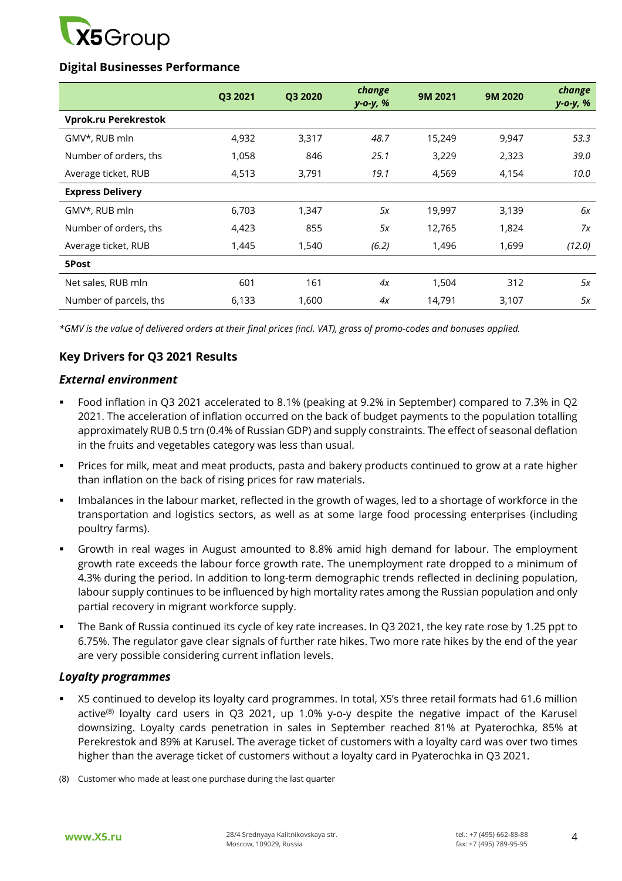## Digital Businesses Performance

| | Q3 2021 | Q3 2020 | *change y-o-y, %* | 9M 2021 | 9M 2020 | *change y-o-y, %* |
|---|---|---|---|---|---|---|
| **Vprok.ru Perekrestok** | | | | | | |
| GMV*, RUB mln | 4,932 | 3,317 | *48.7* | 15,249 | 9,947 | *53.3* |
| Number of orders, ths | 1,058 | 846 | *25.1* | 3,229 | 2,323 | *39.0* |
| Average ticket, RUB | 4,513 | 3,791 | *19.1* | 4,569 | 4,154 | *10.0* |
| **Express Delivery** | | | | | | |
| GMV*, RUB mln | 6,703 | 1,347 | *5x* | 19,997 | 3,139 | *6x* |
| Number of orders, ths | 4,423 | 855 | *5x* | 12,765 | 1,824 | *7x* |
| Average ticket, RUB | 1,445 | 1,540 | *(6.2)* | 1,496 | 1,699 | *(12.0)* |
| **5Post** | | | | | | |
| Net sales, RUB mln | 601 | 161 | *4x* | 1,504 | 312 | *5x* |
| Number of parcels, ths | 6,133 | 1,600 | *4x* | 14,791 | 3,107 | *5x* |

*\*GMV is the value of delivered orders at their final prices (incl. VAT), gross of promo-codes and bonuses applied.*

## Key Drivers for Q3 2021 Results

### *External environment*

- Food inflation in Q3 2021 accelerated to 8.1% (peaking at 9.2% in September) compared to 7.3% in Q2 2021. The acceleration of inflation occurred on the back of budget payments to the population totalling approximately RUB 0.5 trn (0.4% of Russian GDP) and supply constraints. The effect of seasonal deflation in the fruits and vegetables category was less than usual.
- Prices for milk, meat and meat products, pasta and bakery products continued to grow at a rate higher than inflation on the back of rising prices for raw materials.
- Imbalances in the labour market, reflected in the growth of wages, led to a shortage of workforce in the transportation and logistics sectors, as well as at some large food processing enterprises (including poultry farms).
- Growth in real wages in August amounted to 8.8% amid high demand for labour. The employment growth rate exceeds the labour force growth rate. The unemployment rate dropped to a minimum of 4.3% during the period. In addition to long-term demographic trends reflected in declining population, labour supply continues to be influenced by high mortality rates among the Russian population and only partial recovery in migrant workforce supply.
- The Bank of Russia continued its cycle of key rate increases. In Q3 2021, the key rate rose by 1.25 ppt to 6.75%. The regulator gave clear signals of further rate hikes. Two more rate hikes by the end of the year are very possible considering current inflation levels.

### *Loyalty programmes*

- X5 continued to develop its loyalty card programmes. In total, X5's three retail formats had 61.6 million active(8) loyalty card users in Q3 2021, up 1.0% y-o-y despite the negative impact of the Karusel downsizing. Loyalty cards penetration in sales in September reached 81% at Pyaterochka, 85% at Perekrestok and 89% at Karusel. The average ticket of customers with a loyalty card was over two times higher than the average ticket of customers without a loyalty card in Pyaterochka in Q3 2021.

(8) Customer who made at least one purchase during the last quarter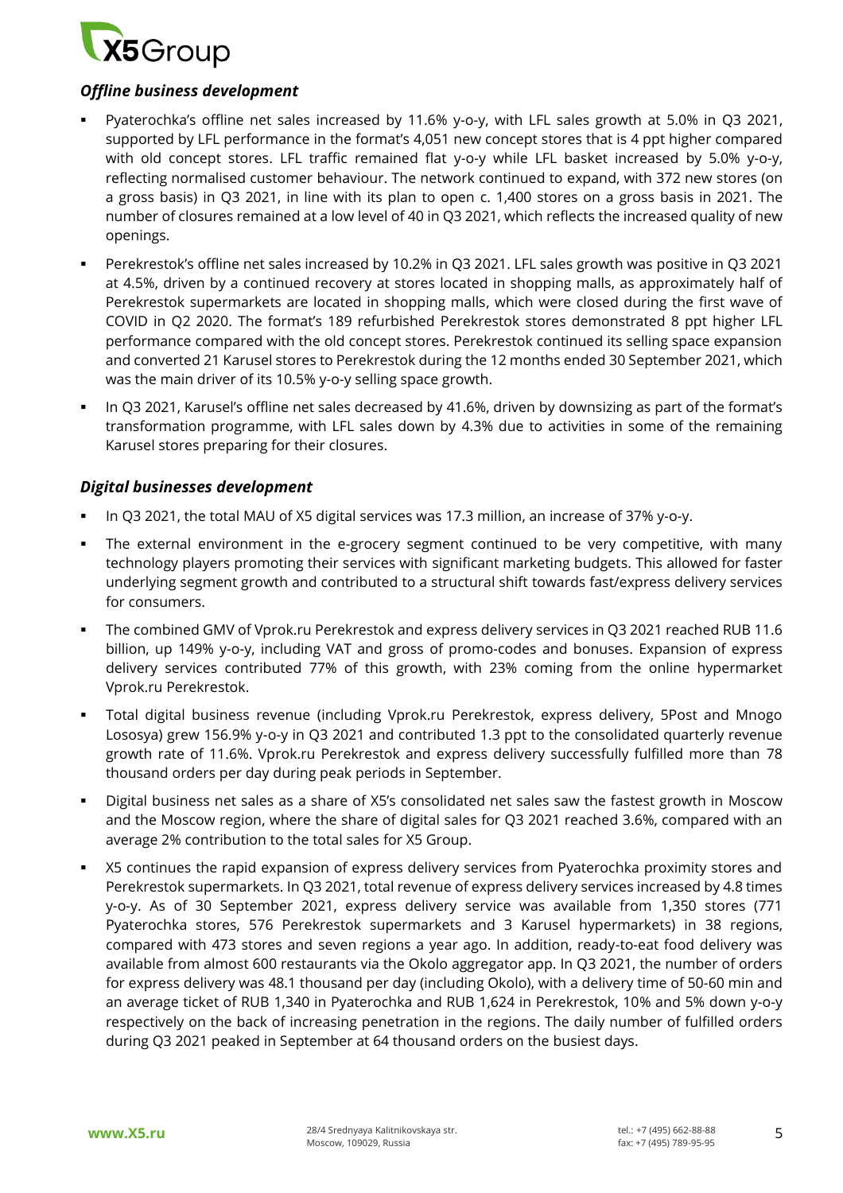### *Offline business development*

- Pyaterochka's offline net sales increased by 11.6% y-o-y, with LFL sales growth at 5.0% in Q3 2021, supported by LFL performance in the format's 4,051 new concept stores that is 4 ppt higher compared with old concept stores. LFL traffic remained flat y-o-y while LFL basket increased by 5.0% y-o-y, reflecting normalised customer behaviour. The network continued to expand, with 372 new stores (on a gross basis) in Q3 2021, in line with its plan to open c. 1,400 stores on a gross basis in 2021. The number of closures remained at a low level of 40 in Q3 2021, which reflects the increased quality of new openings.
- Perekrestok's offline net sales increased by 10.2% in Q3 2021. LFL sales growth was positive in Q3 2021 at 4.5%, driven by a continued recovery at stores located in shopping malls, as approximately half of Perekrestok supermarkets are located in shopping malls, which were closed during the first wave of COVID in Q2 2020. The format's 189 refurbished Perekrestok stores demonstrated 8 ppt higher LFL performance compared with the old concept stores. Perekrestok continued its selling space expansion and converted 21 Karusel stores to Perekrestok during the 12 months ended 30 September 2021, which was the main driver of its 10.5% y-o-y selling space growth.
- In Q3 2021, Karusel's offline net sales decreased by 41.6%, driven by downsizing as part of the format's transformation programme, with LFL sales down by 4.3% due to activities in some of the remaining Karusel stores preparing for their closures.

### *Digital businesses development*

- In Q3 2021, the total MAU of X5 digital services was 17.3 million, an increase of 37% y-o-y.
- The external environment in the e-grocery segment continued to be very competitive, with many technology players promoting their services with significant marketing budgets. This allowed for faster underlying segment growth and contributed to a structural shift towards fast/express delivery services for consumers.
- The combined GMV of Vprok.ru Perekrestok and express delivery services in Q3 2021 reached RUB 11.6 billion, up 149% y-o-y, including VAT and gross of promo-codes and bonuses. Expansion of express delivery services contributed 77% of this growth, with 23% coming from the online hypermarket Vprok.ru Perekrestok.
- Total digital business revenue (including Vprok.ru Perekrestok, express delivery, 5Post and Mnogo Lososya) grew 156.9% y-o-y in Q3 2021 and contributed 1.3 ppt to the consolidated quarterly revenue growth rate of 11.6%. Vprok.ru Perekrestok and express delivery successfully fulfilled more than 78 thousand orders per day during peak periods in September.
- Digital business net sales as a share of X5's consolidated net sales saw the fastest growth in Moscow and the Moscow region, where the share of digital sales for Q3 2021 reached 3.6%, compared with an average 2% contribution to the total sales for X5 Group.
- X5 continues the rapid expansion of express delivery services from Pyaterochka proximity stores and Perekrestok supermarkets. In Q3 2021, total revenue of express delivery services increased by 4.8 times y-o-y. As of 30 September 2021, express delivery service was available from 1,350 stores (771 Pyaterochka stores, 576 Perekrestok supermarkets and 3 Karusel hypermarkets) in 38 regions, compared with 473 stores and seven regions a year ago. In addition, ready-to-eat food delivery was available from almost 600 restaurants via the Okolo aggregator app. In Q3 2021, the number of orders for express delivery was 48.1 thousand per day (including Okolo), with a delivery time of 50-60 min and an average ticket of RUB 1,340 in Pyaterochka and RUB 1,624 in Perekrestok, 10% and 5% down y-o-y respectively on the back of increasing penetration in the regions. The daily number of fulfilled orders during Q3 2021 peaked in September at 64 thousand orders on the busiest days.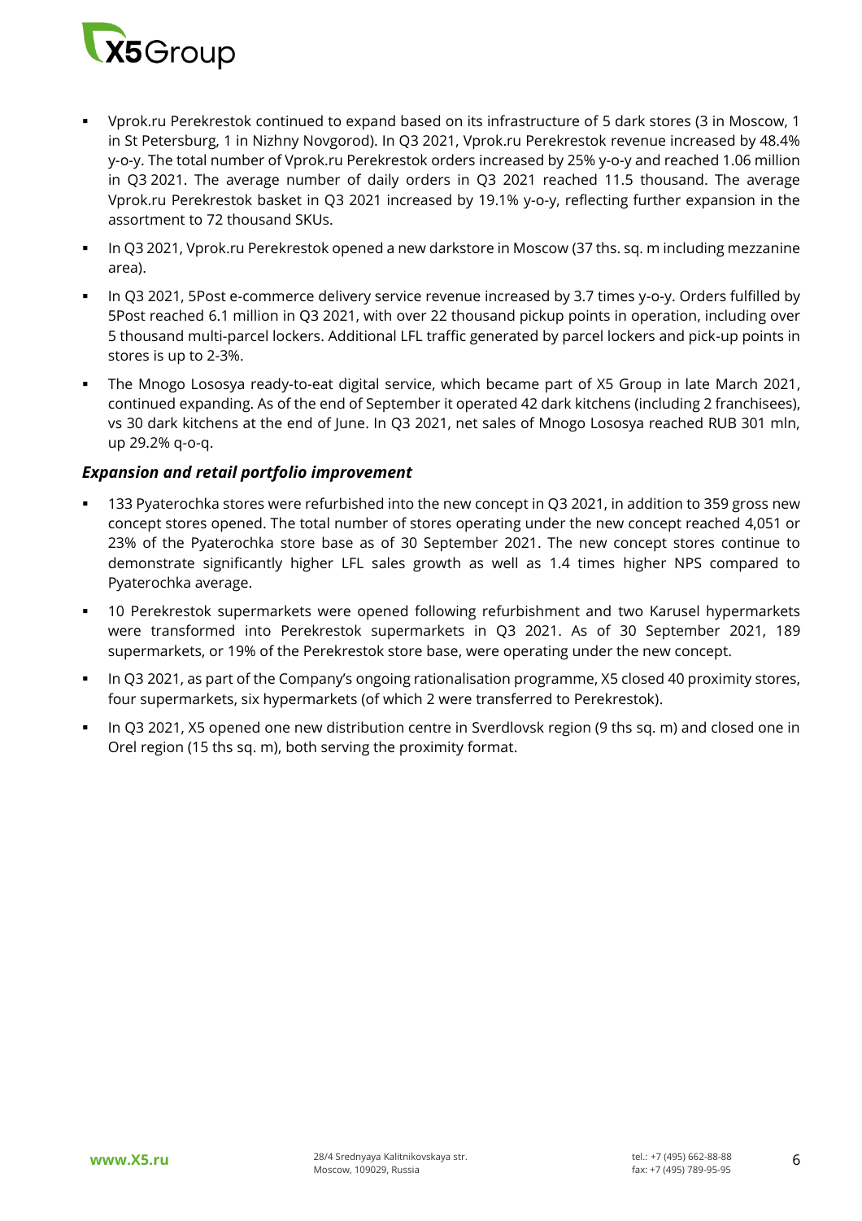- Vprok.ru Perekrestok continued to expand based on its infrastructure of 5 dark stores (3 in Moscow, 1 in St Petersburg, 1 in Nizhny Novgorod). In Q3 2021, Vprok.ru Perekrestok revenue increased by 48.4% y-o-y. The total number of Vprok.ru Perekrestok orders increased by 25% y-o-y and reached 1.06 million in Q3 2021. The average number of daily orders in Q3 2021 reached 11.5 thousand. The average Vprok.ru Perekrestok basket in Q3 2021 increased by 19.1% y-o-y, reflecting further expansion in the assortment to 72 thousand SKUs.
- In Q3 2021, Vprok.ru Perekrestok opened a new darkstore in Moscow (37 ths. sq. m including mezzanine area).
- In Q3 2021, 5Post e-commerce delivery service revenue increased by 3.7 times y-o-y. Orders fulfilled by 5Post reached 6.1 million in Q3 2021, with over 22 thousand pickup points in operation, including over 5 thousand multi-parcel lockers. Additional LFL traffic generated by parcel lockers and pick-up points in stores is up to 2-3%.
- The Mnogo Lososya ready-to-eat digital service, which became part of X5 Group in late March 2021, continued expanding. As of the end of September it operated 42 dark kitchens (including 2 franchisees), vs 30 dark kitchens at the end of June. In Q3 2021, net sales of Mnogo Lososya reached RUB 301 mln, up 29.2% q-o-q.

### *Expansion and retail portfolio improvement*

- 133 Pyaterochka stores were refurbished into the new concept in Q3 2021, in addition to 359 gross new concept stores opened. The total number of stores operating under the new concept reached 4,051 or 23% of the Pyaterochka store base as of 30 September 2021. The new concept stores continue to demonstrate significantly higher LFL sales growth as well as 1.4 times higher NPS compared to Pyaterochka average.
- 10 Perekrestok supermarkets were opened following refurbishment and two Karusel hypermarkets were transformed into Perekrestok supermarkets in Q3 2021. As of 30 September 2021, 189 supermarkets, or 19% of the Perekrestok store base, were operating under the new concept.
- In Q3 2021, as part of the Company's ongoing rationalisation programme, X5 closed 40 proximity stores, four supermarkets, six hypermarkets (of which 2 were transferred to Perekrestok).
- In Q3 2021, X5 opened one new distribution centre in Sverdlovsk region (9 ths sq. m) and closed one in Orel region (15 ths sq. m), both serving the proximity format.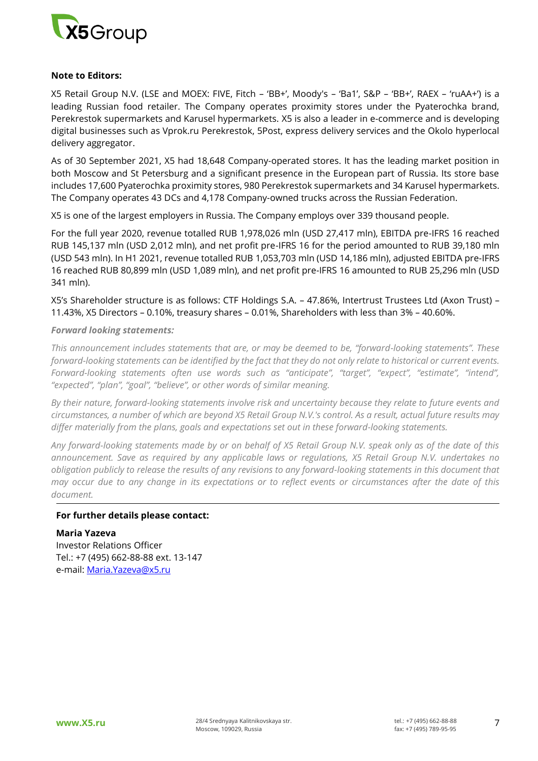**Note to Editors:**

X5 Retail Group N.V. (LSE and MOEX: FIVE, Fitch – 'BB+', Moody's – 'Ba1', S&P – 'BB+', RAEX – 'ruAA+') is a leading Russian food retailer. The Company operates proximity stores under the Pyaterochka brand, Perekrestok supermarkets and Karusel hypermarkets. X5 is also a leader in e-commerce and is developing digital businesses such as Vprok.ru Perekrestok, 5Post, express delivery services and the Okolo hyperlocal delivery aggregator.

As of 30 September 2021, X5 had 18,648 Company-operated stores. It has the leading market position in both Moscow and St Petersburg and a significant presence in the European part of Russia. Its store base includes 17,600 Pyaterochka proximity stores, 980 Perekrestok supermarkets and 34 Karusel hypermarkets. The Company operates 43 DCs and 4,178 Company-owned trucks across the Russian Federation.

X5 is one of the largest employers in Russia. The Company employs over 339 thousand people.

For the full year 2020, revenue totalled RUB 1,978,026 mln (USD 27,417 mln), EBITDA pre-IFRS 16 reached RUB 145,137 mln (USD 2,012 mln), and net profit pre-IFRS 16 for the period amounted to RUB 39,180 mln (USD 543 mln). In H1 2021, revenue totalled RUB 1,053,703 mln (USD 14,186 mln), adjusted EBITDA pre-IFRS 16 reached RUB 80,899 mln (USD 1,089 mln), and net profit pre-IFRS 16 amounted to RUB 25,296 mln (USD 341 mln).

X5's Shareholder structure is as follows: CTF Holdings S.A. – 47.86%, Intertrust Trustees Ltd (Axon Trust) – 11.43%, X5 Directors – 0.10%, treasury shares – 0.01%, Shareholders with less than 3% – 40.60%.

***Forward looking statements:***

*This announcement includes statements that are, or may be deemed to be, "forward-looking statements". These forward-looking statements can be identified by the fact that they do not only relate to historical or current events. Forward-looking statements often use words such as "anticipate", "target", "expect", "estimate", "intend", "expected", "plan", "goal", "believe", or other words of similar meaning.*

*By their nature, forward-looking statements involve risk and uncertainty because they relate to future events and circumstances, a number of which are beyond X5 Retail Group N.V.'s control. As a result, actual future results may differ materially from the plans, goals and expectations set out in these forward-looking statements.*

*Any forward-looking statements made by or on behalf of X5 Retail Group N.V. speak only as of the date of this announcement. Save as required by any applicable laws or regulations, X5 Retail Group N.V. undertakes no obligation publicly to release the results of any revisions to any forward-looking statements in this document that may occur due to any change in its expectations or to reflect events or circumstances after the date of this document.*

---

**For further details please contact:**

**Maria Yazeva**
Investor Relations Officer
Tel.: +7 (495) 662-88-88 ext. 13-147
e-mail: Maria.Yazeva@x5.ru